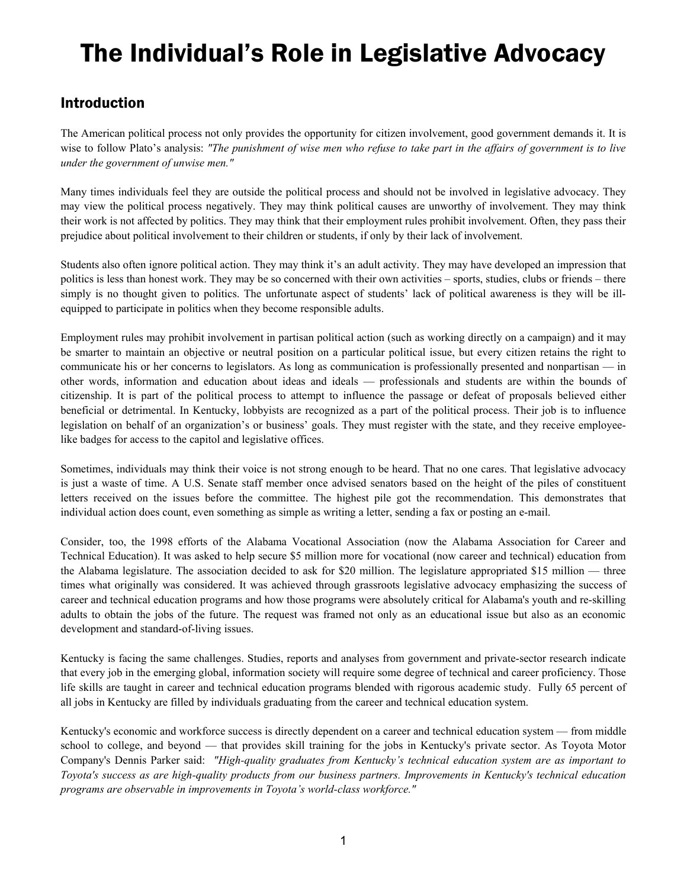# The Individual's Role in Legislative Advocacy

## Introduction

The American political process not only provides the opportunity for citizen involvement, good government demands it. It is wise to follow Plato's analysis: *"The punishment of wise men who refuse to take part in the affairs of government is to live under the government of unwise men."*

Many times individuals feel they are outside the political process and should not be involved in legislative advocacy. They may view the political process negatively. They may think political causes are unworthy of involvement. They may think their work is not affected by politics. They may think that their employment rules prohibit involvement. Often, they pass their prejudice about political involvement to their children or students, if only by their lack of involvement.

Students also often ignore political action. They may think it's an adult activity. They may have developed an impression that politics is less than honest work. They may be so concerned with their own activities – sports, studies, clubs or friends – there simply is no thought given to politics. The unfortunate aspect of students' lack of political awareness is they will be ill-equipped to participate in politics when they become responsible adults.

Employment rules may prohibit involvement in partisan political action (such as working directly on a campaign) and it may be smarter to maintain an objective or neutral position on a particular political issue, but every citizen retains the right to communicate his or her concerns to legislators. As long as communication is professionally presented and nonpartisan — in other words, information and education about ideas and ideals — professionals and students are within the bounds of citizenship. It is part of the political process to attempt to influence the passage or defeat of proposals believed either beneficial or detrimental. In Kentucky, lobbyists are recognized as a part of the political process. Their job is to influence legislation on behalf of an organization's or business' goals. They must register with the state, and they receive employee-like badges for access to the capitol and legislative offices.

Sometimes, individuals may think their voice is not strong enough to be heard. That no one cares. That legislative advocacy is just a waste of time. A U.S. Senate staff member once advised senators based on the height of the piles of constituent letters received on the issues before the committee. The highest pile got the recommendation. This demonstrates that individual action does count, even something as simple as writing a letter, sending a fax or posting an e-mail.

Consider, too, the 1998 efforts of the Alabama Vocational Association (now the Alabama Association for Career and Technical Education). It was asked to help secure $5 million more for vocational (now career and technical) education from the Alabama legislature. The association decided to ask for $20 million. The legislature appropriated $15 million — three times what originally was considered. It was achieved through grassroots legislative advocacy emphasizing the success of career and technical education programs and how those programs were absolutely critical for Alabama's youth and re-skilling adults to obtain the jobs of the future. The request was framed not only as an educational issue but also as an economic development and standard-of-living issues.

Kentucky is facing the same challenges. Studies, reports and analyses from government and private-sector research indicate that every job in the emerging global, information society will require some degree of technical and career proficiency. Those life skills are taught in career and technical education programs blended with rigorous academic study. Fully 65 percent of all jobs in Kentucky are filled by individuals graduating from the career and technical education system.

Kentucky's economic and workforce success is directly dependent on a career and technical education system — from middle school to college, and beyond — that provides skill training for the jobs in Kentucky's private sector. As Toyota Motor Company's Dennis Parker said: *"High-quality graduates from Kentucky's technical education system are as important to Toyota's success as are high-quality products from our business partners. Improvements in Kentucky's technical education programs are observable in improvements in Toyota's world-class workforce."*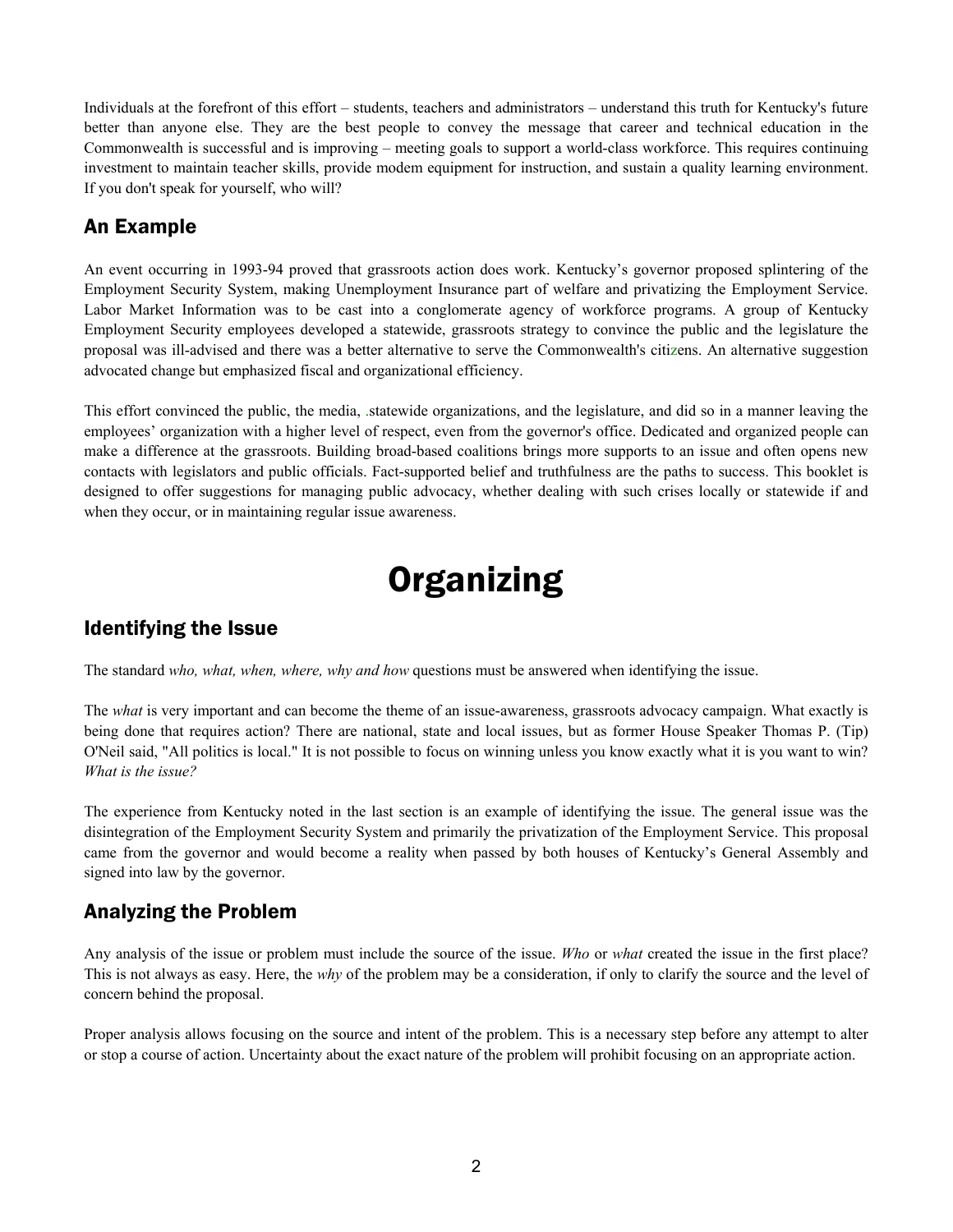Individuals at the forefront of this effort – students, teachers and administrators – understand this truth for Kentucky's future better than anyone else. They are the best people to convey the message that career and technical education in the Commonwealth is successful and is improving – meeting goals to support a world-class workforce. This requires continuing investment to maintain teacher skills, provide modem equipment for instruction, and sustain a quality learning environment. If you don't speak for yourself, who will?

## An Example

An event occurring in 1993-94 proved that grassroots action does work. Kentucky's governor proposed splintering of the Employment Security System, making Unemployment Insurance part of welfare and privatizing the Employment Service. Labor Market Information was to be cast into a conglomerate agency of workforce programs. A group of Kentucky Employment Security employees developed a statewide, grassroots strategy to convince the public and the legislature the proposal was ill-advised and there was a better alternative to serve the Commonwealth's citizens. An alternative suggestion advocated change but emphasized fiscal and organizational efficiency.

This effort convinced the public, the media, .statewide organizations, and the legislature, and did so in a manner leaving the employees' organization with a higher level of respect, even from the governor's office. Dedicated and organized people can make a difference at the grassroots. Building broad-based coalitions brings more supports to an issue and often opens new contacts with legislators and public officials. Fact-supported belief and truthfulness are the paths to success. This booklet is designed to offer suggestions for managing public advocacy, whether dealing with such crises locally or statewide if and when they occur, or in maintaining regular issue awareness.

# Organizing

## Identifying the Issue

The standard *who, what, when, where, why and how* questions must be answered when identifying the issue.

The *what* is very important and can become the theme of an issue-awareness, grassroots advocacy campaign. What exactly is being done that requires action? There are national, state and local issues, but as former House Speaker Thomas P. (Tip) O'Neil said, "All politics is local." It is not possible to focus on winning unless you know exactly what it is you want to win? *What is the issue?*

The experience from Kentucky noted in the last section is an example of identifying the issue. The general issue was the disintegration of the Employment Security System and primarily the privatization of the Employment Service. This proposal came from the governor and would become a reality when passed by both houses of Kentucky's General Assembly and signed into law by the governor.

## Analyzing the Problem

Any analysis of the issue or problem must include the source of the issue. *Who* or *what* created the issue in the first place? This is not always as easy. Here, the *why* of the problem may be a consideration, if only to clarify the source and the level of concern behind the proposal.

Proper analysis allows focusing on the source and intent of the problem. This is a necessary step before any attempt to alter or stop a course of action. Uncertainty about the exact nature of the problem will prohibit focusing on an appropriate action.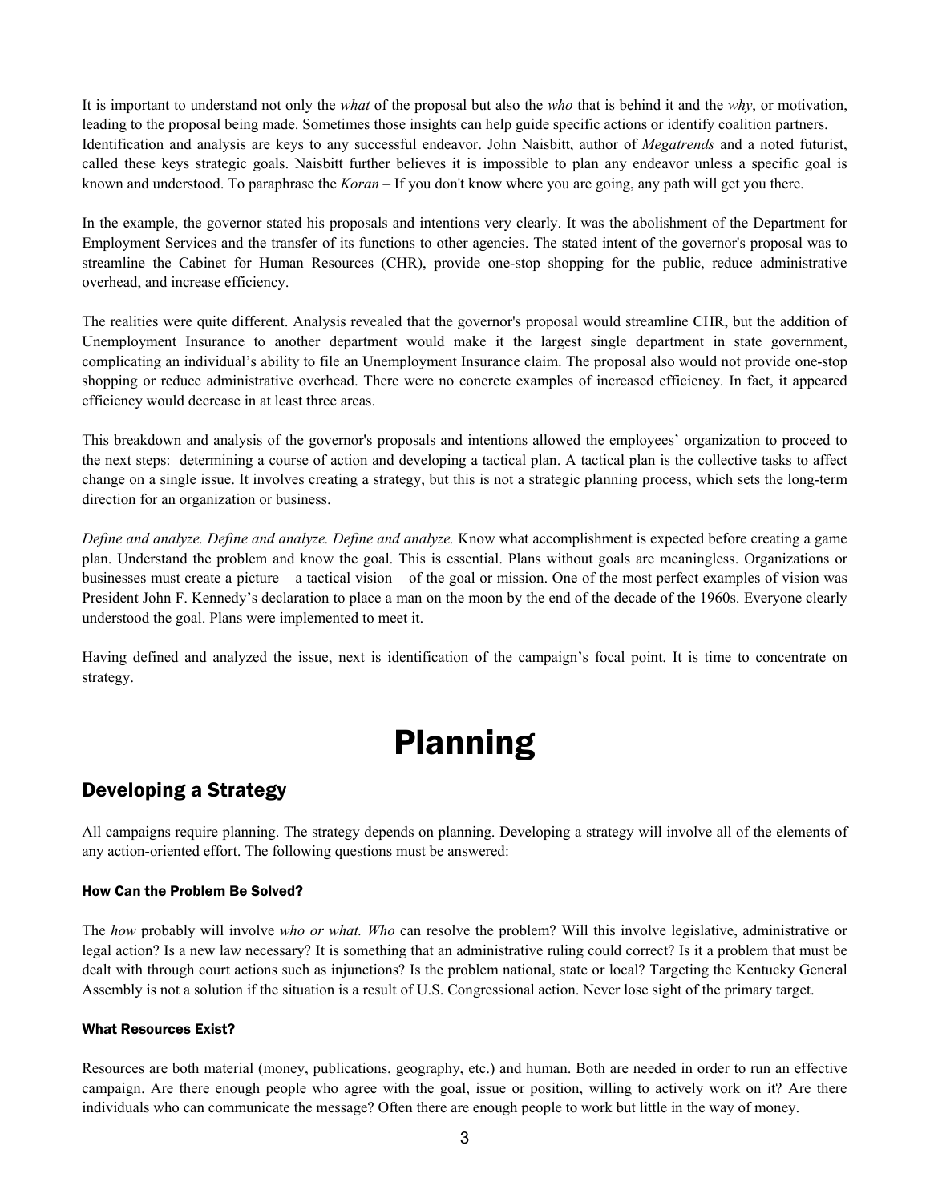It is important to understand not only the *what* of the proposal but also the *who* that is behind it and the *why*, or motivation, leading to the proposal being made. Sometimes those insights can help guide specific actions or identify coalition partners. Identification and analysis are keys to any successful endeavor. John Naisbitt, author of *Megatrends* and a noted futurist, called these keys strategic goals. Naisbitt further believes it is impossible to plan any endeavor unless a specific goal is known and understood. To paraphrase the *Koran* – If you don't know where you are going, any path will get you there.

In the example, the governor stated his proposals and intentions very clearly. It was the abolishment of the Department for Employment Services and the transfer of its functions to other agencies. The stated intent of the governor's proposal was to streamline the Cabinet for Human Resources (CHR), provide one-stop shopping for the public, reduce administrative overhead, and increase efficiency.

The realities were quite different. Analysis revealed that the governor's proposal would streamline CHR, but the addition of Unemployment Insurance to another department would make it the largest single department in state government, complicating an individual's ability to file an Unemployment Insurance claim. The proposal also would not provide one-stop shopping or reduce administrative overhead. There were no concrete examples of increased efficiency. In fact, it appeared efficiency would decrease in at least three areas.

This breakdown and analysis of the governor's proposals and intentions allowed the employees' organization to proceed to the next steps: determining a course of action and developing a tactical plan. A tactical plan is the collective tasks to affect change on a single issue. It involves creating a strategy, but this is not a strategic planning process, which sets the long-term direction for an organization or business.

*Define and analyze. Define and analyze. Define and analyze.* Know what accomplishment is expected before creating a game plan. Understand the problem and know the goal. This is essential. Plans without goals are meaningless. Organizations or businesses must create a picture – a tactical vision – of the goal or mission. One of the most perfect examples of vision was President John F. Kennedy's declaration to place a man on the moon by the end of the decade of the 1960s. Everyone clearly understood the goal. Plans were implemented to meet it.

Having defined and analyzed the issue, next is identification of the campaign's focal point. It is time to concentrate on strategy.

# Planning

## Developing a Strategy

All campaigns require planning. The strategy depends on planning. Developing a strategy will involve all of the elements of any action-oriented effort. The following questions must be answered:

#### How Can the Problem Be Solved?

The *how* probably will involve *who or what. Who* can resolve the problem? Will this involve legislative, administrative or legal action? Is a new law necessary? It is something that an administrative ruling could correct? Is it a problem that must be dealt with through court actions such as injunctions? Is the problem national, state or local? Targeting the Kentucky General Assembly is not a solution if the situation is a result of U.S. Congressional action. Never lose sight of the primary target.

#### What Resources Exist?

Resources are both material (money, publications, geography, etc.) and human. Both are needed in order to run an effective campaign. Are there enough people who agree with the goal, issue or position, willing to actively work on it? Are there individuals who can communicate the message? Often there are enough people to work but little in the way of money.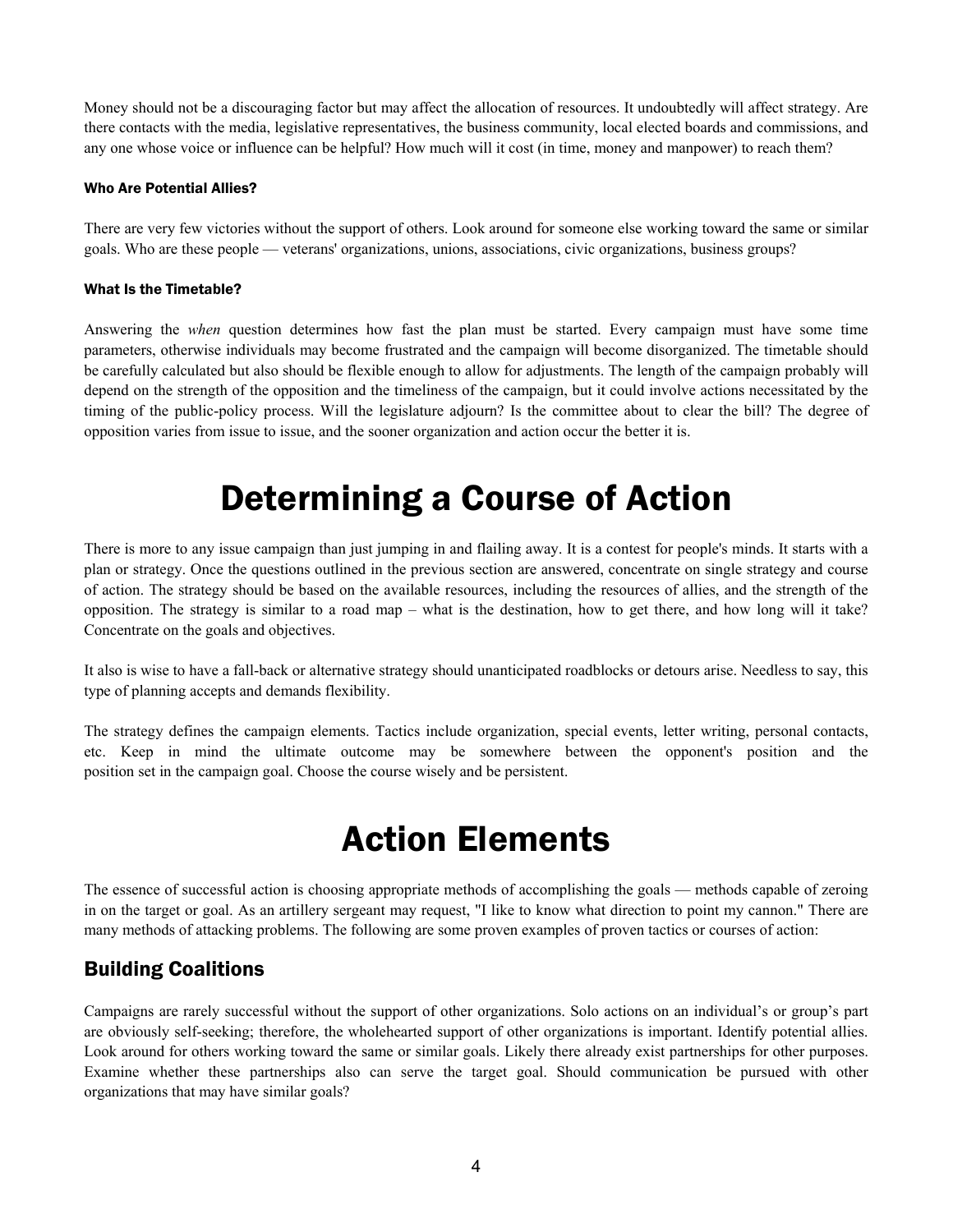Money should not be a discouraging factor but may affect the allocation of resources. It undoubtedly will affect strategy. Are there contacts with the media, legislative representatives, the business community, local elected boards and commissions, and any one whose voice or influence can be helpful? How much will it cost (in time, money and manpower) to reach them?

#### Who Are Potential Allies?

There are very few victories without the support of others. Look around for someone else working toward the same or similar goals. Who are these people — veterans' organizations, unions, associations, civic organizations, business groups?

#### What Is the Timetable?

Answering the *when* question determines how fast the plan must be started. Every campaign must have some time parameters, otherwise individuals may become frustrated and the campaign will become disorganized. The timetable should be carefully calculated but also should be flexible enough to allow for adjustments. The length of the campaign probably will depend on the strength of the opposition and the timeliness of the campaign, but it could involve actions necessitated by the timing of the public-policy process. Will the legislature adjourn? Is the committee about to clear the bill? The degree of opposition varies from issue to issue, and the sooner organization and action occur the better it is.

# Determining a Course of Action

There is more to any issue campaign than just jumping in and flailing away. It is a contest for people's minds. It starts with a plan or strategy. Once the questions outlined in the previous section are answered, concentrate on single strategy and course of action. The strategy should be based on the available resources, including the resources of allies, and the strength of the opposition. The strategy is similar to a road map – what is the destination, how to get there, and how long will it take? Concentrate on the goals and objectives.

It also is wise to have a fall-back or alternative strategy should unanticipated roadblocks or detours arise. Needless to say, this type of planning accepts and demands flexibility.

The strategy defines the campaign elements. Tactics include organization, special events, letter writing, personal contacts, etc. Keep in mind the ultimate outcome may be somewhere between the opponent's position and the position set in the campaign goal. Choose the course wisely and be persistent.

# Action Elements

The essence of successful action is choosing appropriate methods of accomplishing the goals — methods capable of zeroing in on the target or goal. As an artillery sergeant may request, "I like to know what direction to point my cannon." There are many methods of attacking problems. The following are some proven examples of proven tactics or courses of action:

## Building Coalitions

Campaigns are rarely successful without the support of other organizations. Solo actions on an individual's or group's part are obviously self-seeking; therefore, the wholehearted support of other organizations is important. Identify potential allies. Look around for others working toward the same or similar goals. Likely there already exist partnerships for other purposes. Examine whether these partnerships also can serve the target goal. Should communication be pursued with other organizations that may have similar goals?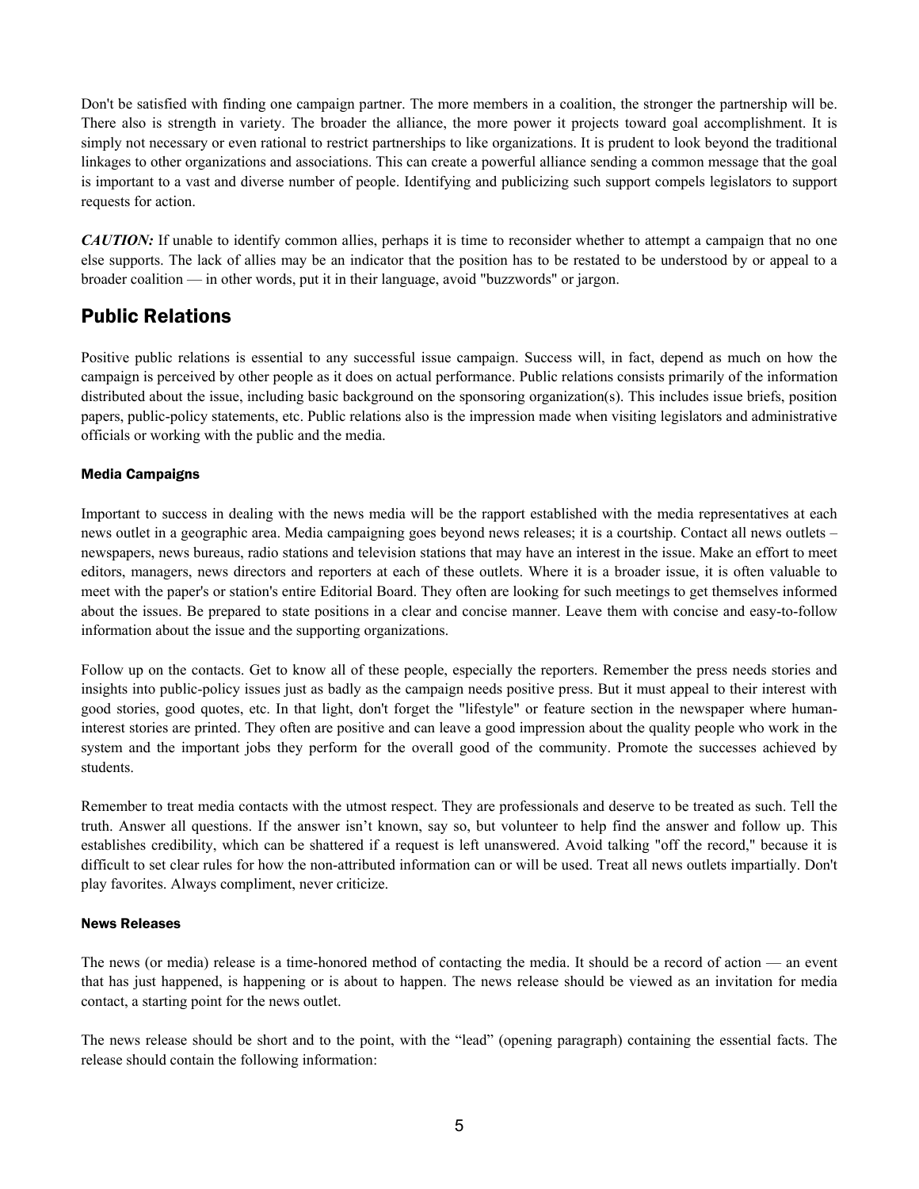Don't be satisfied with finding one campaign partner. The more members in a coalition, the stronger the partnership will be. There also is strength in variety. The broader the alliance, the more power it projects toward goal accomplishment. It is simply not necessary or even rational to restrict partnerships to like organizations. It is prudent to look beyond the traditional linkages to other organizations and associations. This can create a powerful alliance sending a common message that the goal is important to a vast and diverse number of people. Identifying and publicizing such support compels legislators to support requests for action.

***CAUTION:*** If unable to identify common allies, perhaps it is time to reconsider whether to attempt a campaign that no one else supports. The lack of allies may be an indicator that the position has to be restated to be understood by or appeal to a broader coalition — in other words, put it in their language, avoid "buzzwords" or jargon.

## Public Relations

Positive public relations is essential to any successful issue campaign. Success will, in fact, depend as much on how the campaign is perceived by other people as it does on actual performance. Public relations consists primarily of the information distributed about the issue, including basic background on the sponsoring organization(s). This includes issue briefs, position papers, public-policy statements, etc. Public relations also is the impression made when visiting legislators and administrative officials or working with the public and the media.

#### Media Campaigns

Important to success in dealing with the news media will be the rapport established with the media representatives at each news outlet in a geographic area. Media campaigning goes beyond news releases; it is a courtship. Contact all news outlets – newspapers, news bureaus, radio stations and television stations that may have an interest in the issue. Make an effort to meet editors, managers, news directors and reporters at each of these outlets. Where it is a broader issue, it is often valuable to meet with the paper's or station's entire Editorial Board. They often are looking for such meetings to get themselves informed about the issues. Be prepared to state positions in a clear and concise manner. Leave them with concise and easy-to-follow information about the issue and the supporting organizations.

Follow up on the contacts. Get to know all of these people, especially the reporters. Remember the press needs stories and insights into public-policy issues just as badly as the campaign needs positive press. But it must appeal to their interest with good stories, good quotes, etc. In that light, don't forget the "lifestyle" or feature section in the newspaper where human-interest stories are printed. They often are positive and can leave a good impression about the quality people who work in the system and the important jobs they perform for the overall good of the community. Promote the successes achieved by students.

Remember to treat media contacts with the utmost respect. They are professionals and deserve to be treated as such. Tell the truth. Answer all questions. If the answer isn't known, say so, but volunteer to help find the answer and follow up. This establishes credibility, which can be shattered if a request is left unanswered. Avoid talking "off the record," because it is difficult to set clear rules for how the non-attributed information can or will be used. Treat all news outlets impartially. Don't play favorites. Always compliment, never criticize.

#### News Releases

The news (or media) release is a time-honored method of contacting the media. It should be a record of action — an event that has just happened, is happening or is about to happen. The news release should be viewed as an invitation for media contact, a starting point for the news outlet.

The news release should be short and to the point, with the "lead" (opening paragraph) containing the essential facts. The release should contain the following information: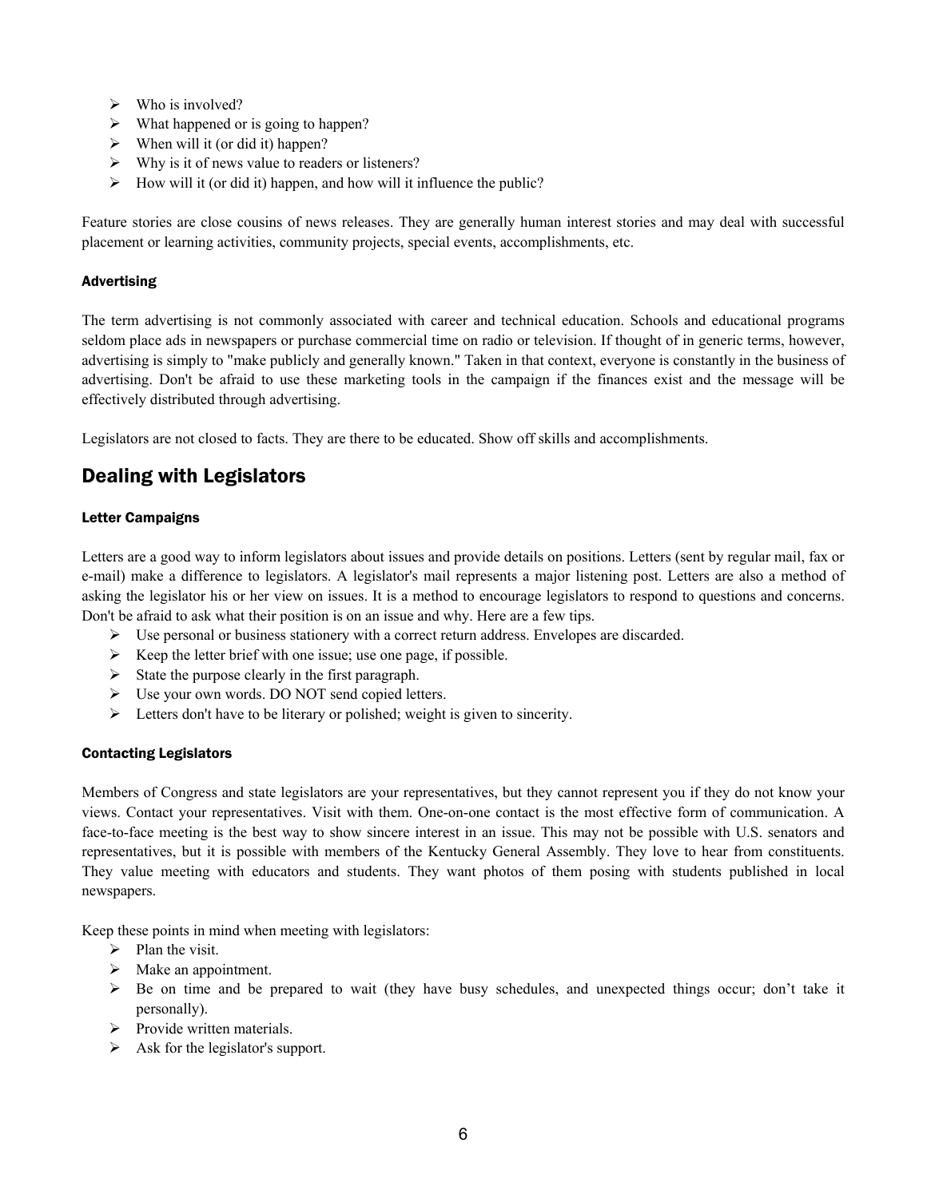- Who is involved?
- What happened or is going to happen?
- When will it (or did it) happen?
- Why is it of news value to readers or listeners?
- How will it (or did it) happen, and how will it influence the public?

Feature stories are close cousins of news releases. They are generally human interest stories and may deal with successful placement or learning activities, community projects, special events, accomplishments, etc.

#### Advertising

The term advertising is not commonly associated with career and technical education. Schools and educational programs seldom place ads in newspapers or purchase commercial time on radio or television. If thought of in generic terms, however, advertising is simply to "make publicly and generally known." Taken in that context, everyone is constantly in the business of advertising. Don't be afraid to use these marketing tools in the campaign if the finances exist and the message will be effectively distributed through advertising.

Legislators are not closed to facts. They are there to be educated. Show off skills and accomplishments.

## Dealing with Legislators

#### Letter Campaigns

Letters are a good way to inform legislators about issues and provide details on positions. Letters (sent by regular mail, fax or e-mail) make a difference to legislators. A legislator's mail represents a major listening post. Letters are also a method of asking the legislator his or her view on issues. It is a method to encourage legislators to respond to questions and concerns. Don't be afraid to ask what their position is on an issue and why. Here are a few tips.

- Use personal or business stationery with a correct return address. Envelopes are discarded.
- Keep the letter brief with one issue; use one page, if possible.
- State the purpose clearly in the first paragraph.
- Use your own words. DO NOT send copied letters.
- Letters don't have to be literary or polished; weight is given to sincerity.

#### Contacting Legislators

Members of Congress and state legislators are your representatives, but they cannot represent you if they do not know your views. Contact your representatives. Visit with them. One-on-one contact is the most effective form of communication. A face-to-face meeting is the best way to show sincere interest in an issue. This may not be possible with U.S. senators and representatives, but it is possible with members of the Kentucky General Assembly. They love to hear from constituents. They value meeting with educators and students. They want photos of them posing with students published in local newspapers.

Keep these points in mind when meeting with legislators:

- Plan the visit.
- Make an appointment.
- Be on time and be prepared to wait (they have busy schedules, and unexpected things occur; don't take it personally).
- Provide written materials.
- Ask for the legislator's support.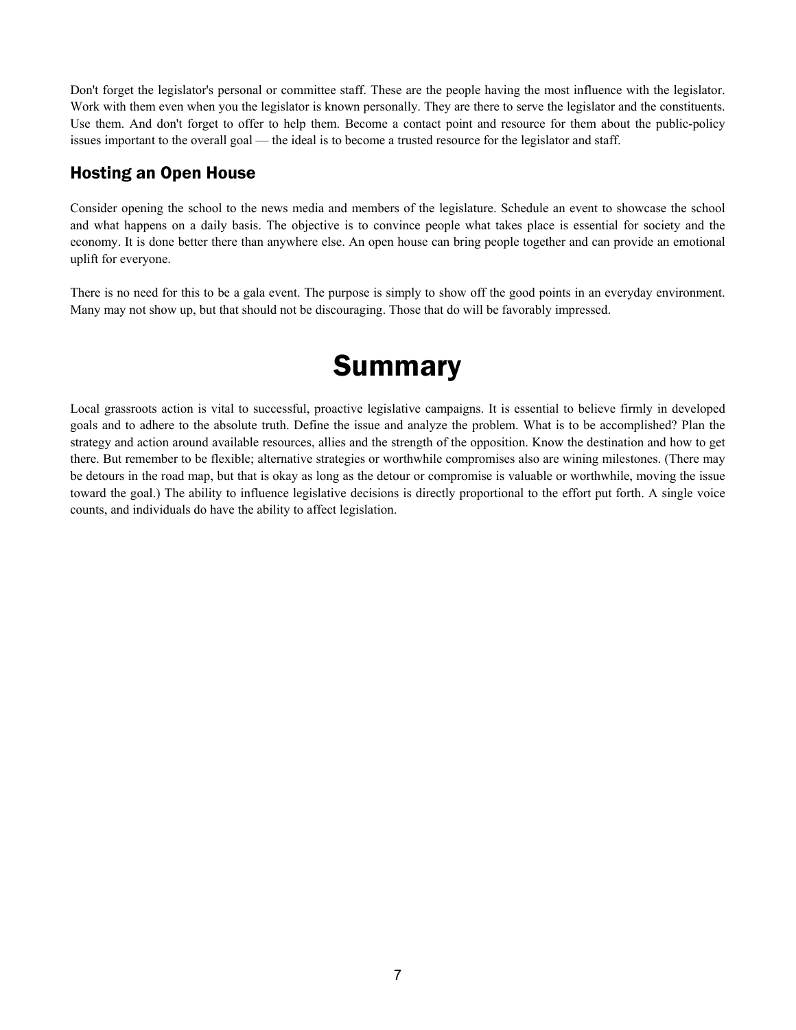Don't forget the legislator's personal or committee staff. These are the people having the most influence with the legislator. Work with them even when you the legislator is known personally. They are there to serve the legislator and the constituents. Use them. And don't forget to offer to help them. Become a contact point and resource for them about the public-policy issues important to the overall goal — the ideal is to become a trusted resource for the legislator and staff.

## Hosting an Open House

Consider opening the school to the news media and members of the legislature. Schedule an event to showcase the school and what happens on a daily basis. The objective is to convince people what takes place is essential for society and the economy. It is done better there than anywhere else. An open house can bring people together and can provide an emotional uplift for everyone.

There is no need for this to be a gala event. The purpose is simply to show off the good points in an everyday environment. Many may not show up, but that should not be discouraging. Those that do will be favorably impressed.

# Summary

Local grassroots action is vital to successful, proactive legislative campaigns. It is essential to believe firmly in developed goals and to adhere to the absolute truth. Define the issue and analyze the problem. What is to be accomplished? Plan the strategy and action around available resources, allies and the strength of the opposition. Know the destination and how to get there. But remember to be flexible; alternative strategies or worthwhile compromises also are wining milestones. (There may be detours in the road map, but that is okay as long as the detour or compromise is valuable or worthwhile, moving the issue toward the goal.) The ability to influence legislative decisions is directly proportional to the effort put forth. A single voice counts, and individuals do have the ability to affect legislation.